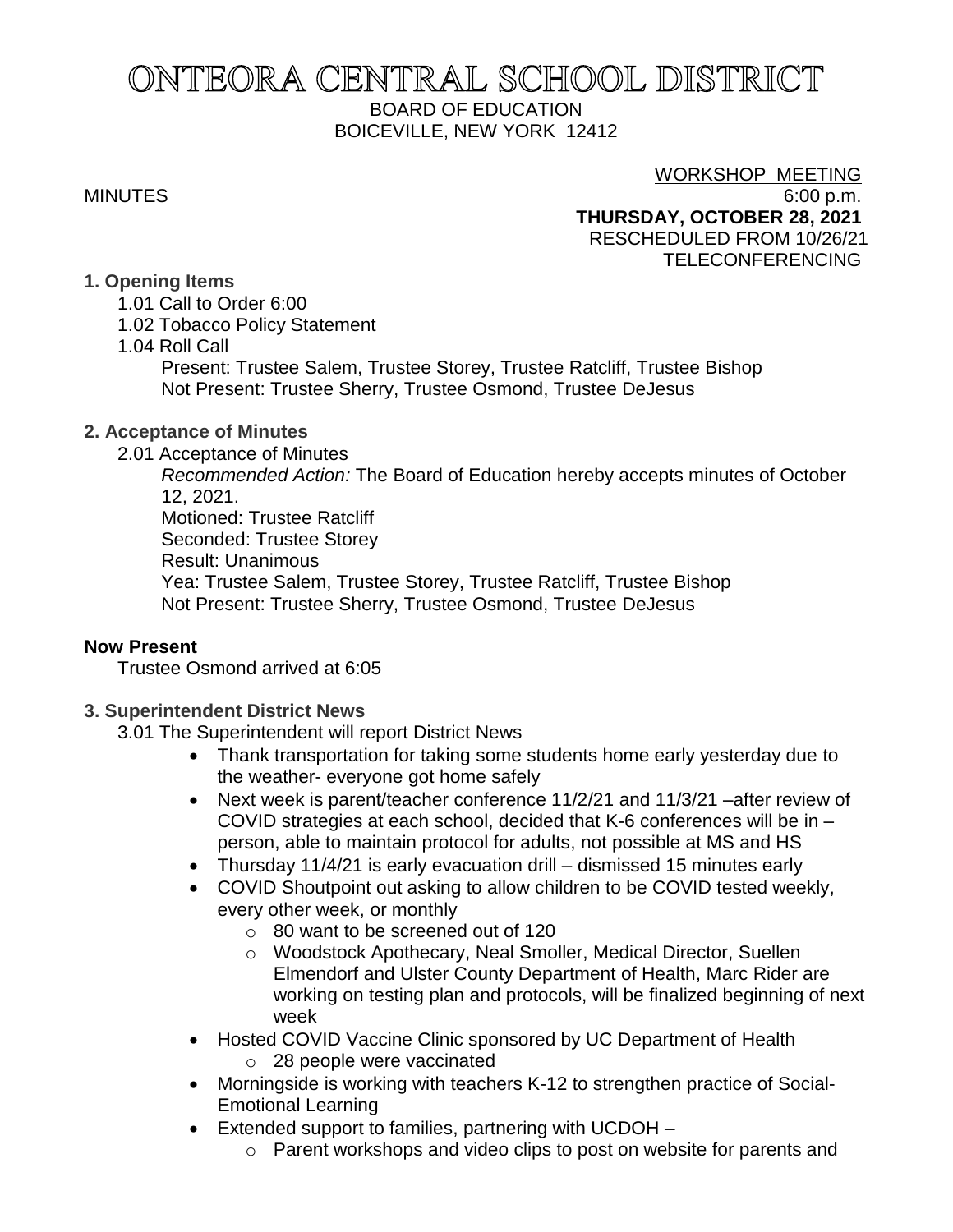# ONTEORA CENTRAL SCHOOL DISTRICT

BOARD OF EDUCATION
BOICEVILLE, NEW YORK 12412

MINUTES

WORKSHOP MEETING
6:00 p.m.
**THURSDAY, OCTOBER 28, 2021**
RESCHEDULED FROM 10/26/21
TELECONFERENCING

### 1. Opening Items

1.01 Call to Order 6:00

1.02 Tobacco Policy Statement

1.04 Roll Call

Present: Trustee Salem, Trustee Storey, Trustee Ratcliff, Trustee Bishop
Not Present: Trustee Sherry, Trustee Osmond, Trustee DeJesus

### 2. Acceptance of Minutes

2.01 Acceptance of Minutes

*Recommended Action:* The Board of Education hereby accepts minutes of October 12, 2021.
Motioned: Trustee Ratcliff
Seconded: Trustee Storey
Result: Unanimous
Yea: Trustee Salem, Trustee Storey, Trustee Ratcliff, Trustee Bishop
Not Present: Trustee Sherry, Trustee Osmond, Trustee DeJesus

**Now Present**

Trustee Osmond arrived at 6:05

### 3. Superintendent District News

3.01 The Superintendent will report District News

- Thank transportation for taking some students home early yesterday due to the weather- everyone got home safely
- Next week is parent/teacher conference 11/2/21 and 11/3/21 –after review of COVID strategies at each school, decided that K-6 conferences will be in – person, able to maintain protocol for adults, not possible at MS and HS
- Thursday 11/4/21 is early evacuation drill – dismissed 15 minutes early
- COVID Shoutpoint out asking to allow children to be COVID tested weekly, every other week, or monthly
  - 80 want to be screened out of 120
  - Woodstock Apothecary, Neal Smoller, Medical Director, Suellen Elmendorf and Ulster County Department of Health, Marc Rider are working on testing plan and protocols, will be finalized beginning of next week
- Hosted COVID Vaccine Clinic sponsored by UC Department of Health
  - 28 people were vaccinated
- Morningside is working with teachers K-12 to strengthen practice of Social-Emotional Learning
- Extended support to families, partnering with UCDOH –
  - Parent workshops and video clips to post on website for parents and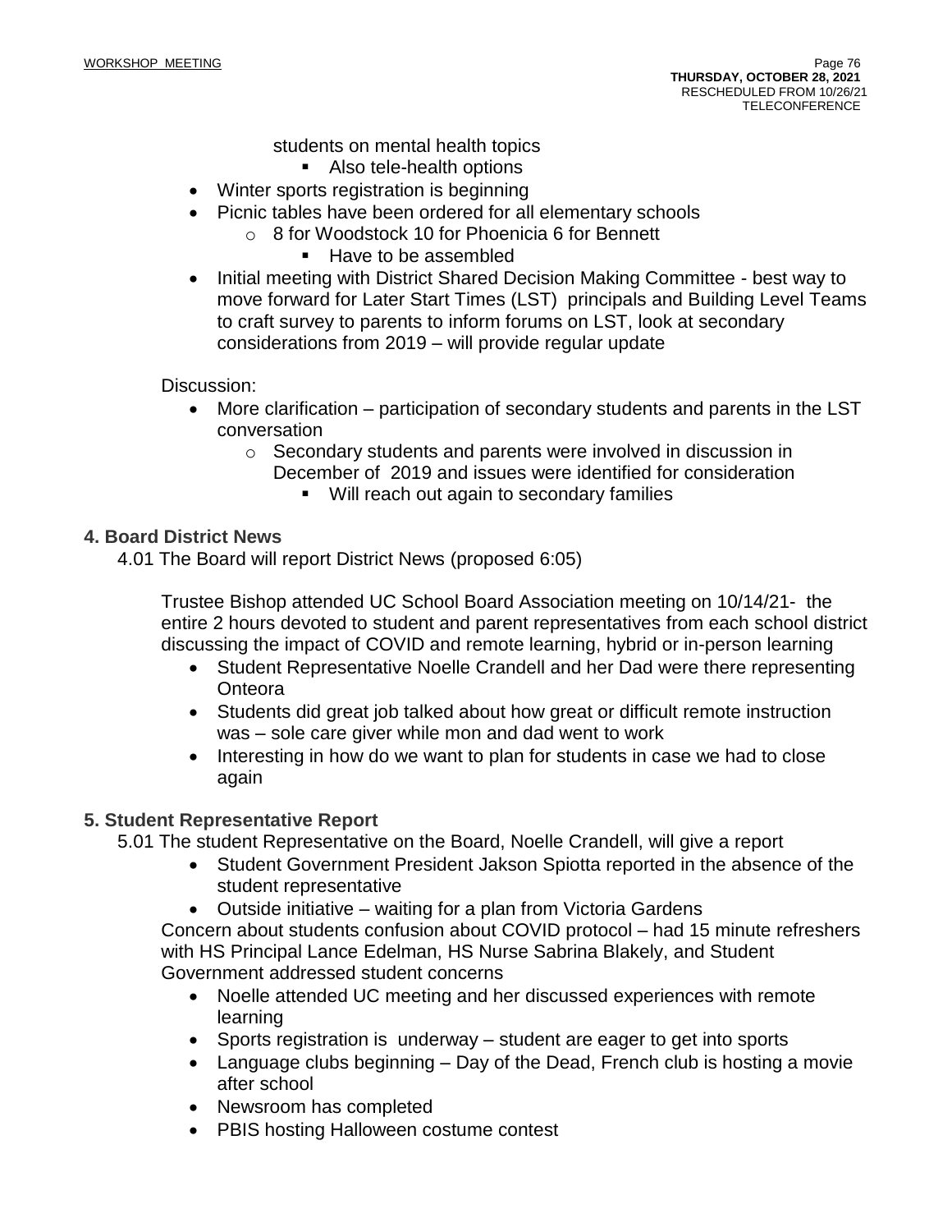students on mental health topics
        - Also tele-health options
- Winter sports registration is beginning
- Picnic tables have been ordered for all elementary schools
    - 8 for Woodstock 10 for Phoenicia 6 for Bennett
        - Have to be assembled
- Initial meeting with District Shared Decision Making Committee - best way to move forward for Later Start Times (LST) principals and Building Level Teams to craft survey to parents to inform forums on LST, look at secondary considerations from 2019 – will provide regular update

Discussion:

- More clarification – participation of secondary students and parents in the LST conversation
    - Secondary students and parents were involved in discussion in December of 2019 and issues were identified for consideration
        - Will reach out again to secondary families

### 4. Board District News

4.01 The Board will report District News (proposed 6:05)

Trustee Bishop attended UC School Board Association meeting on 10/14/21- the entire 2 hours devoted to student and parent representatives from each school district discussing the impact of COVID and remote learning, hybrid or in-person learning

- Student Representative Noelle Crandell and her Dad were there representing Onteora
- Students did great job talked about how great or difficult remote instruction was – sole care giver while mon and dad went to work
- Interesting in how do we want to plan for students in case we had to close again

### 5. Student Representative Report

5.01 The student Representative on the Board, Noelle Crandell, will give a report

- Student Government President Jakson Spiotta reported in the absence of the student representative
- Outside initiative – waiting for a plan from Victoria Gardens

Concern about students confusion about COVID protocol – had 15 minute refreshers with HS Principal Lance Edelman, HS Nurse Sabrina Blakely, and Student Government addressed student concerns

- Noelle attended UC meeting and her discussed experiences with remote learning
- Sports registration is underway – student are eager to get into sports
- Language clubs beginning – Day of the Dead, French club is hosting a movie after school
- Newsroom has completed
- PBIS hosting Halloween costume contest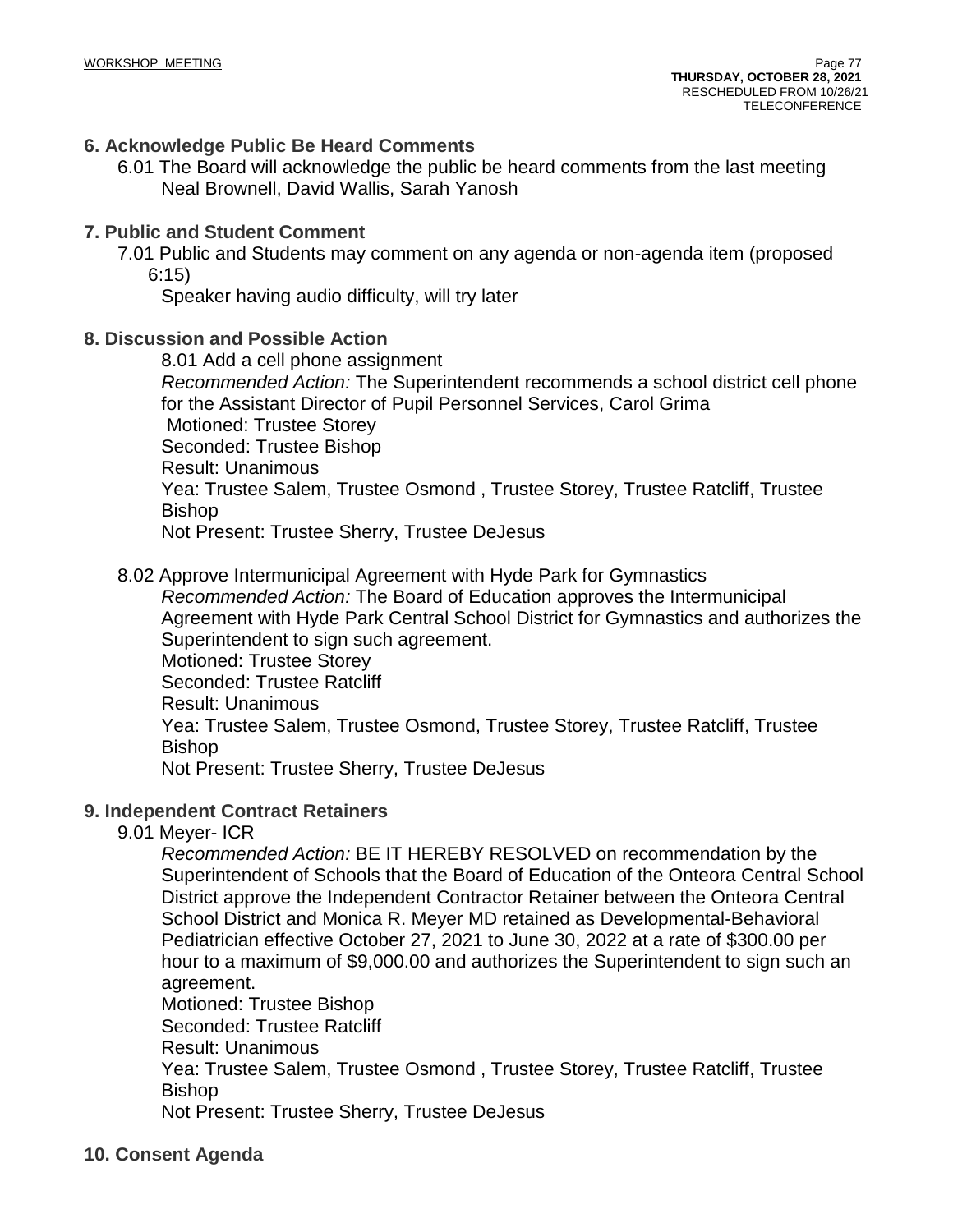## 6. Acknowledge Public Be Heard Comments

6.01 The Board will acknowledge the public be heard comments from the last meeting
Neal Brownell, David Wallis, Sarah Yanosh

## 7. Public and Student Comment

7.01 Public and Students may comment on any agenda or non-agenda item (proposed 6:15)
Speaker having audio difficulty, will try later

## 8. Discussion and Possible Action

8.01 Add a cell phone assignment
*Recommended Action:* The Superintendent recommends a school district cell phone for the Assistant Director of Pupil Personnel Services, Carol Grima
Motioned: Trustee Storey
Seconded: Trustee Bishop
Result: Unanimous
Yea: Trustee Salem, Trustee Osmond , Trustee Storey, Trustee Ratcliff, Trustee Bishop
Not Present: Trustee Sherry, Trustee DeJesus

8.02 Approve Intermunicipal Agreement with Hyde Park for Gymnastics
*Recommended Action:* The Board of Education approves the Intermunicipal Agreement with Hyde Park Central School District for Gymnastics and authorizes the Superintendent to sign such agreement.
Motioned: Trustee Storey
Seconded: Trustee Ratcliff
Result: Unanimous
Yea: Trustee Salem, Trustee Osmond, Trustee Storey, Trustee Ratcliff, Trustee Bishop
Not Present: Trustee Sherry, Trustee DeJesus

## 9. Independent Contract Retainers

9.01 Meyer- ICR
*Recommended Action:* BE IT HEREBY RESOLVED on recommendation by the Superintendent of Schools that the Board of Education of the Onteora Central School District approve the Independent Contractor Retainer between the Onteora Central School District and Monica R. Meyer MD retained as Developmental-Behavioral Pediatrician effective October 27, 2021 to June 30, 2022 at a rate of $300.00 per hour to a maximum of $9,000.00 and authorizes the Superintendent to sign such an agreement.
Motioned: Trustee Bishop
Seconded: Trustee Ratcliff
Result: Unanimous
Yea: Trustee Salem, Trustee Osmond , Trustee Storey, Trustee Ratcliff, Trustee Bishop
Not Present: Trustee Sherry, Trustee DeJesus

## 10. Consent Agenda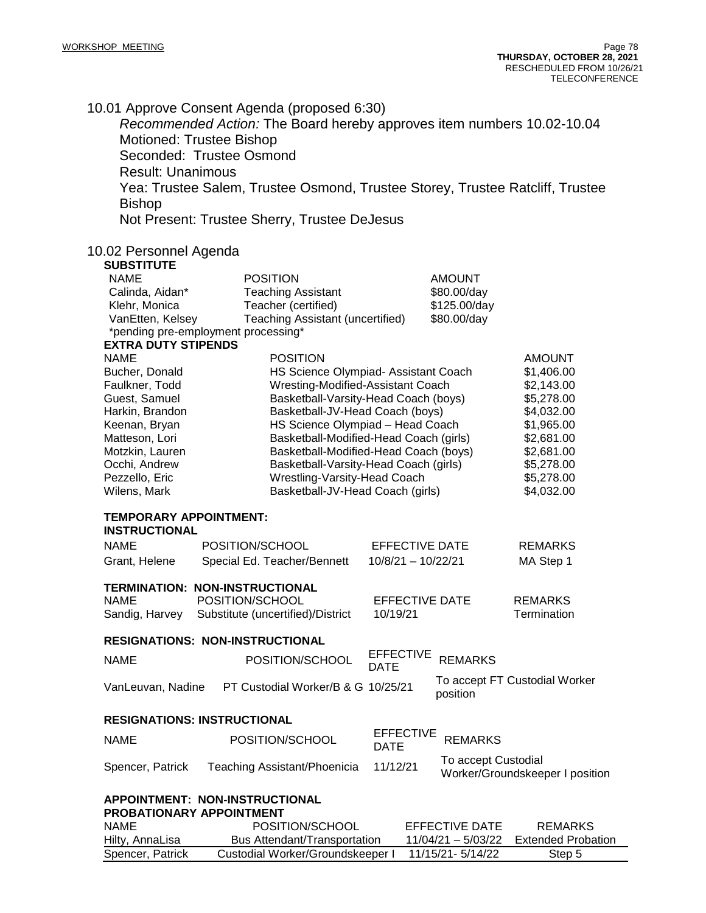10.01 Approve Consent Agenda (proposed 6:30)

*Recommended Action:* The Board hereby approves item numbers 10.02-10.04
Motioned: Trustee Bishop
Seconded: Trustee Osmond
Result: Unanimous
Yea: Trustee Salem, Trustee Osmond, Trustee Storey, Trustee Ratcliff, Trustee Bishop
Not Present: Trustee Sherry, Trustee DeJesus

10.02 Personnel Agenda

**SUBSTITUTE**

| NAME | POSITION | AMOUNT |
|---|---|---|
| Calinda, Aidan* | Teaching Assistant | $80.00/day |
| Klehr, Monica | Teacher (certified) | $125.00/day |
| VanEtten, Kelsey | Teaching Assistant (uncertified) | $80.00/day |

*pending pre-employment processing*

**EXTRA DUTY STIPENDS**

| NAME | POSITION | AMOUNT |
|---|---|---|
| Bucher, Donald | HS Science Olympiad- Assistant Coach | $1,406.00 |
| Faulkner, Todd | Wresting-Modified-Assistant Coach | $2,143.00 |
| Guest, Samuel | Basketball-Varsity-Head Coach (boys) | $5,278.00 |
| Harkin, Brandon | Basketball-JV-Head Coach (boys) | $4,032.00 |
| Keenan, Bryan | HS Science Olympiad – Head Coach | $1,965.00 |
| Matteson, Lori | Basketball-Modified-Head Coach (girls) | $2,681.00 |
| Motzkin, Lauren | Basketball-Modified-Head Coach (boys) | $2,681.00 |
| Occhi, Andrew | Basketball-Varsity-Head Coach (girls) | $5,278.00 |
| Pezzello, Eric | Wrestling-Varsity-Head Coach | $5,278.00 |
| Wilens, Mark | Basketball-JV-Head Coach (girls) | $4,032.00 |

**TEMPORARY APPOINTMENT: INSTRUCTIONAL**

| NAME | POSITION/SCHOOL | EFFECTIVE DATE | REMARKS |
|---|---|---|---|
| Grant, Helene | Special Ed. Teacher/Bennett | 10/8/21 – 10/22/21 | MA Step 1 |

**TERMINATION: NON-INSTRUCTIONAL**

| NAME | POSITION/SCHOOL | EFFECTIVE DATE | REMARKS |
|---|---|---|---|
| Sandig, Harvey | Substitute (uncertified)/District | 10/19/21 | Termination |

**RESIGNATIONS: NON-INSTRUCTIONAL**

| NAME | POSITION/SCHOOL | EFFECTIVE DATE | REMARKS |
|---|---|---|---|
| VanLeuvan, Nadine | PT Custodial Worker/B & G | 10/25/21 | To accept FT Custodial Worker position |

**RESIGNATIONS: INSTRUCTIONAL**

| NAME | POSITION/SCHOOL | EFFECTIVE DATE | REMARKS |
|---|---|---|---|
| Spencer, Patrick | Teaching Assistant/Phoenicia | 11/12/21 | To accept Custodial Worker/Groundskeeper I position |

**APPOINTMENT: NON-INSTRUCTIONAL**
**PROBATIONARY APPOINTMENT**

| NAME | POSITION/SCHOOL | EFFECTIVE DATE | REMARKS |
|---|---|---|---|
| Hilty, AnnaLisa | Bus Attendant/Transportation | 11/04/21 – 5/03/22 | Extended Probation |
| Spencer, Patrick | Custodial Worker/Groundskeeper I | 11/15/21- 5/14/22 | Step 5 |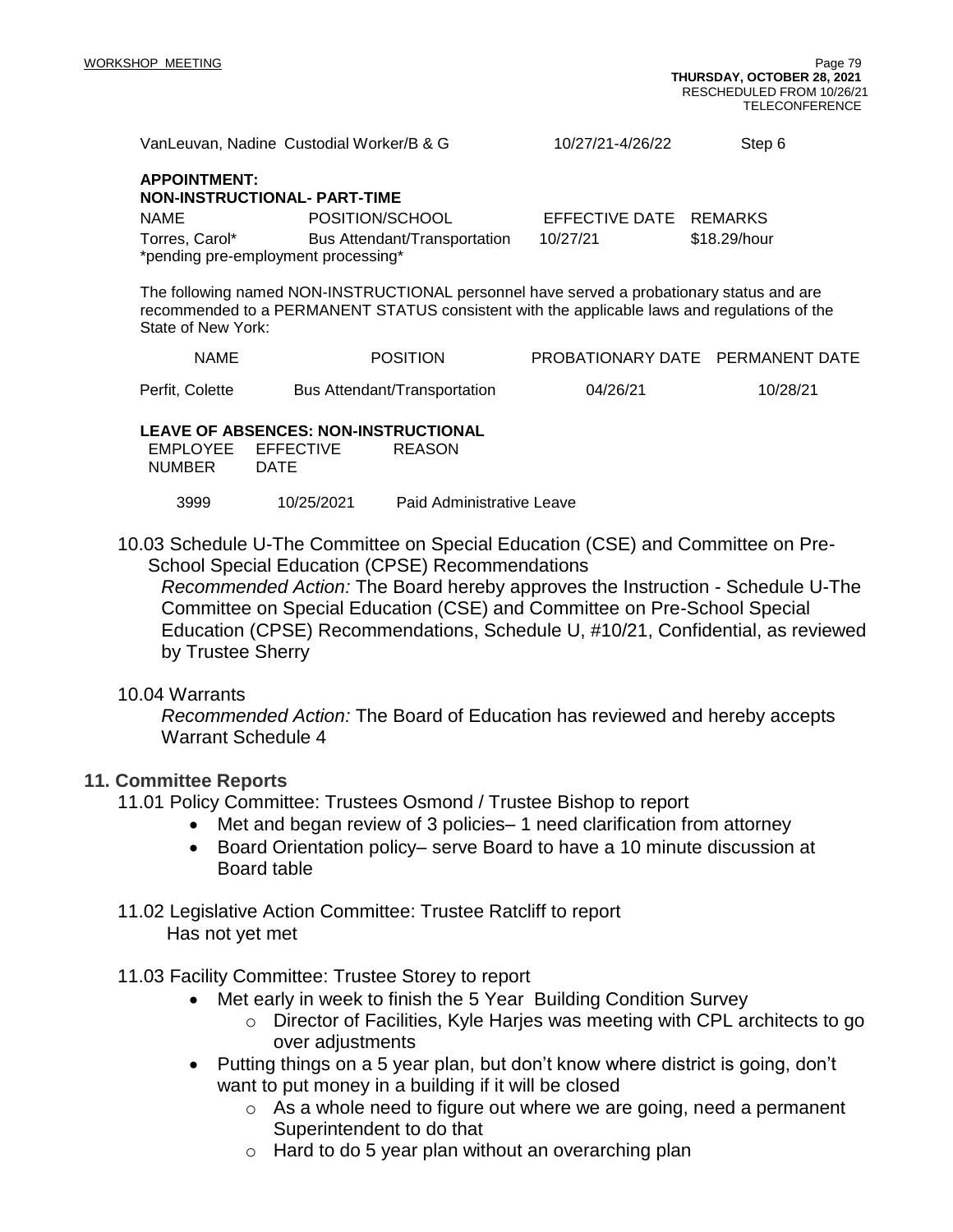| | | | |
|---|---|---|---|
| VanLeuvan, Nadine | Custodial Worker/B & G | 10/27/21-4/26/22 | Step 6 |

**APPOINTMENT:**
**NON-INSTRUCTIONAL- PART-TIME**

| NAME | POSITION/SCHOOL | EFFECTIVE DATE | REMARKS |
|---|---|---|---|
| Torres, Carol* | Bus Attendant/Transportation | 10/27/21 | $18.29/hour |

*pending pre-employment processing*

The following named NON-INSTRUCTIONAL personnel have served a probationary status and are recommended to a PERMANENT STATUS consistent with the applicable laws and regulations of the State of New York:

| NAME | POSITION | PROBATIONARY DATE | PERMANENT DATE |
|---|---|---|---|
| Perfit, Colette | Bus Attendant/Transportation | 04/26/21 | 10/28/21 |

**LEAVE OF ABSENCES: NON-INSTRUCTIONAL**

| EMPLOYEE NUMBER | EFFECTIVE DATE | REASON |
|---|---|---|
| 3999 | 10/25/2021 | Paid Administrative Leave |

10.03 Schedule U-The Committee on Special Education (CSE) and Committee on Pre-School Special Education (CPSE) Recommendations
*Recommended Action:* The Board hereby approves the Instruction - Schedule U-The Committee on Special Education (CSE) and Committee on Pre-School Special Education (CPSE) Recommendations, Schedule U, #10/21, Confidential, as reviewed by Trustee Sherry

10.04 Warrants
*Recommended Action:* The Board of Education has reviewed and hereby accepts Warrant Schedule 4

## 11. Committee Reports

11.01 Policy Committee: Trustees Osmond / Trustee Bishop to report

- Met and began review of 3 policies– 1 need clarification from attorney
- Board Orientation policy– serve Board to have a 10 minute discussion at Board table

11.02 Legislative Action Committee: Trustee Ratcliff to report
Has not yet met

11.03 Facility Committee: Trustee Storey to report

- Met early in week to finish the 5 Year Building Condition Survey
  - Director of Facilities, Kyle Harjes was meeting with CPL architects to go over adjustments
- Putting things on a 5 year plan, but don't know where district is going, don't want to put money in a building if it will be closed
  - As a whole need to figure out where we are going, need a permanent Superintendent to do that
  - Hard to do 5 year plan without an overarching plan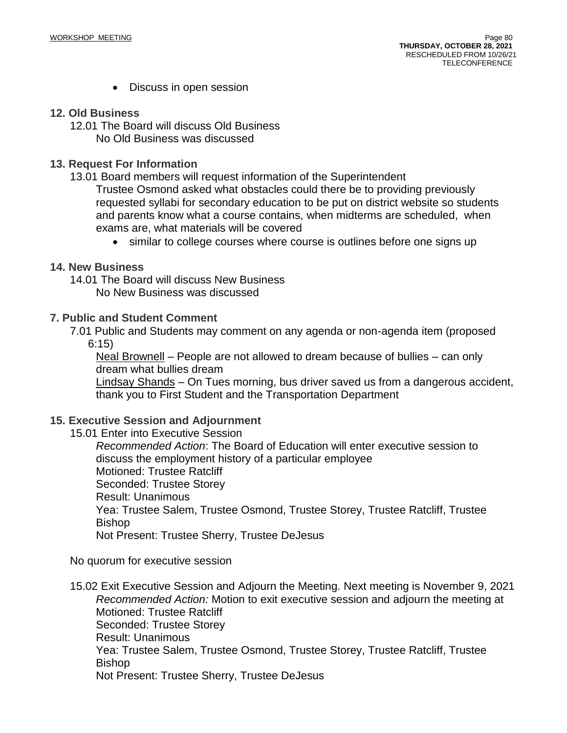- Discuss in open session

**12. Old Business**

12.01 The Board will discuss Old Business

No Old Business was discussed

**13. Request For Information**

13.01 Board members will request information of the Superintendent

Trustee Osmond asked what obstacles could there be to providing previously requested syllabi for secondary education to be put on district website so students and parents know what a course contains, when midterms are scheduled, when exams are, what materials will be covered

- similar to college courses where course is outlines before one signs up

**14. New Business**

14.01 The Board will discuss New Business

No New Business was discussed

**7. Public and Student Comment**

7.01 Public and Students may comment on any agenda or non-agenda item (proposed 6:15)

Neal Brownell – People are not allowed to dream because of bullies – can only dream what bullies dream

Lindsay Shands – On Tues morning, bus driver saved us from a dangerous accident, thank you to First Student and the Transportation Department

**15. Executive Session and Adjournment**

15.01 Enter into Executive Session

*Recommended Action*: The Board of Education will enter executive session to discuss the employment history of a particular employee
Motioned: Trustee Ratcliff
Seconded: Trustee Storey
Result: Unanimous
Yea: Trustee Salem, Trustee Osmond, Trustee Storey, Trustee Ratcliff, Trustee Bishop
Not Present: Trustee Sherry, Trustee DeJesus

No quorum for executive session

15.02 Exit Executive Session and Adjourn the Meeting. Next meeting is November 9, 2021

*Recommended Action:* Motion to exit executive session and adjourn the meeting at
Motioned: Trustee Ratcliff
Seconded: Trustee Storey
Result: Unanimous
Yea: Trustee Salem, Trustee Osmond, Trustee Storey, Trustee Ratcliff, Trustee Bishop
Not Present: Trustee Sherry, Trustee DeJesus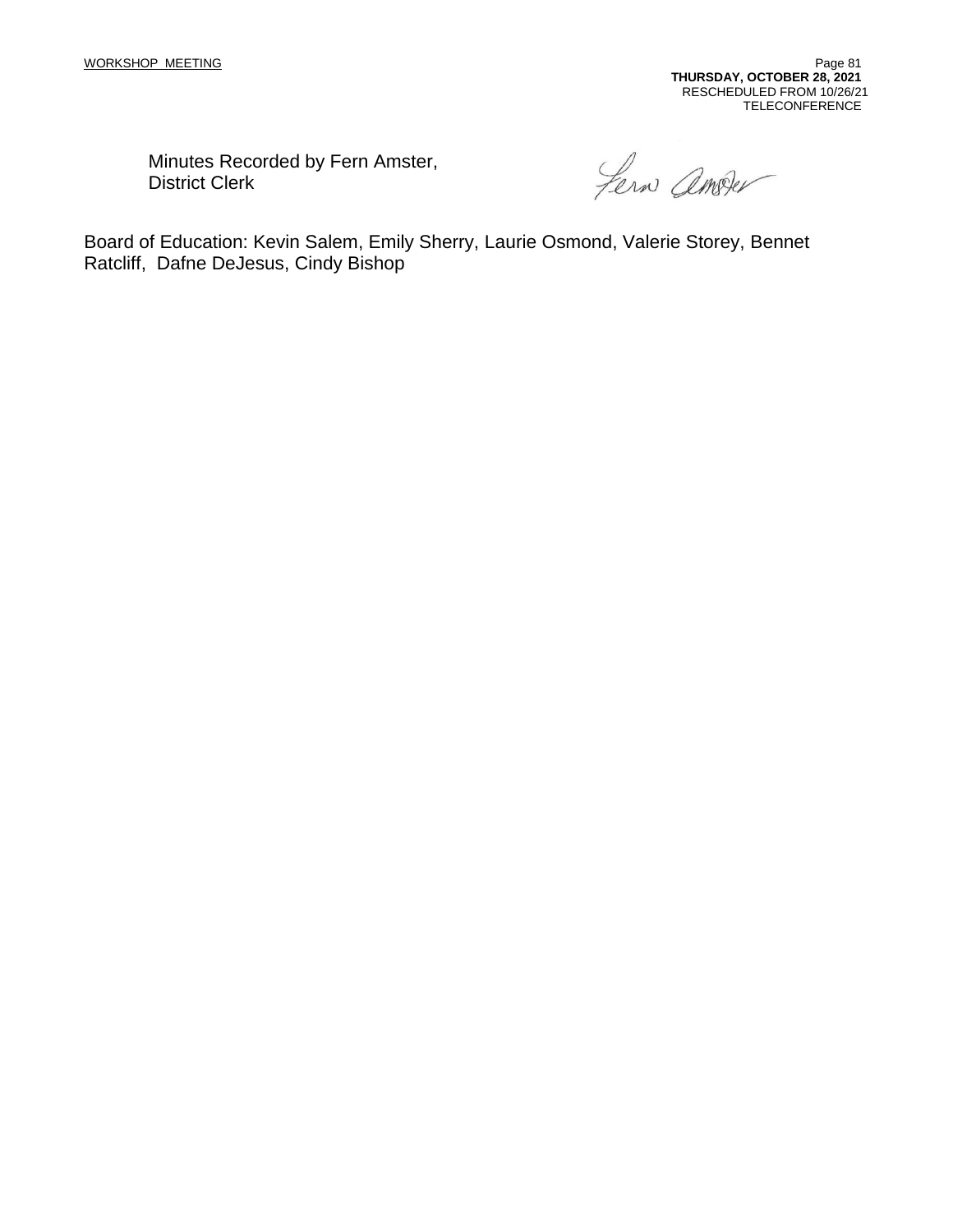Minutes Recorded by Fern Amster,
District Clerk

Board of Education: Kevin Salem, Emily Sherry, Laurie Osmond, Valerie Storey, Bennet Ratcliff, Dafne DeJesus, Cindy Bishop